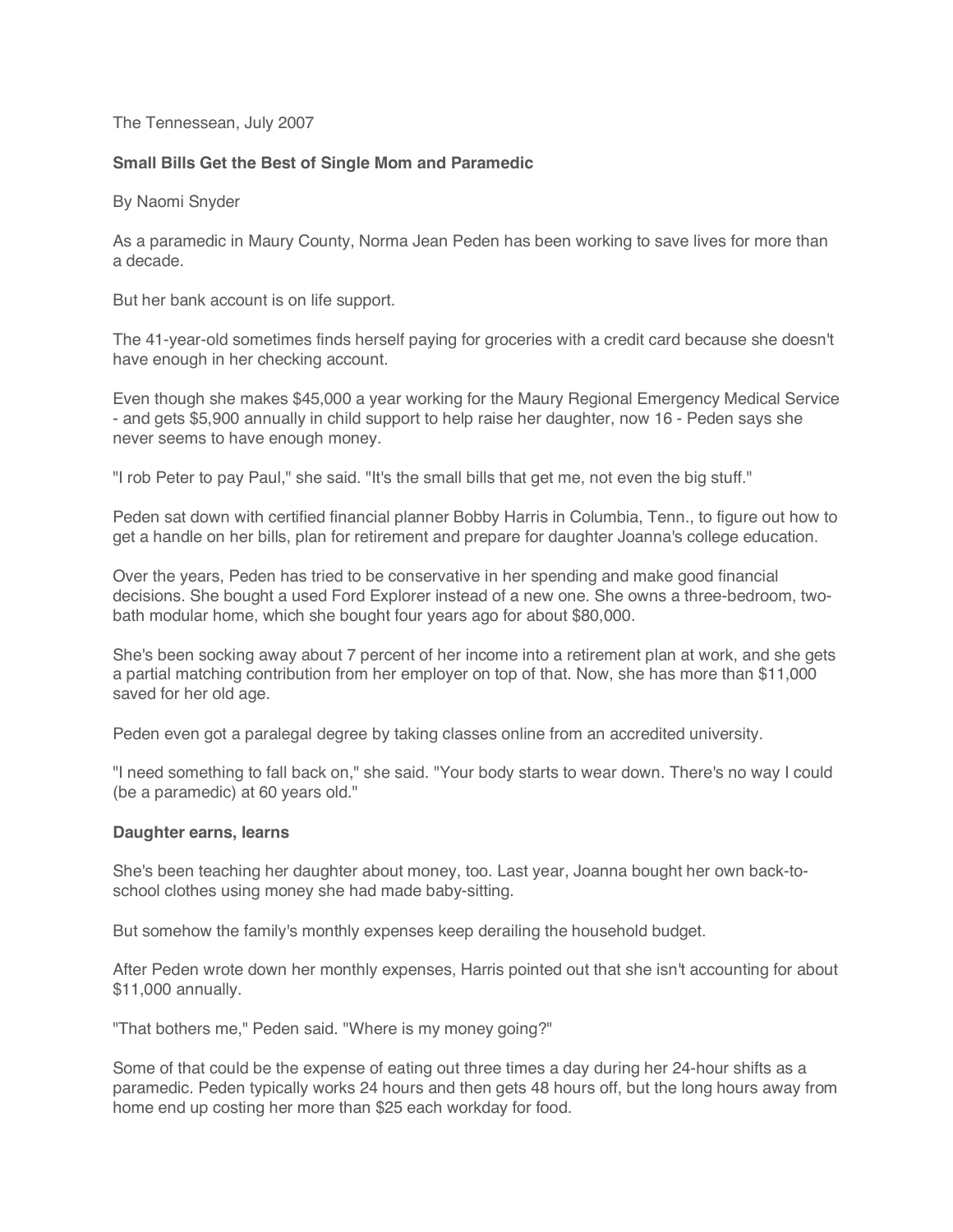The Tennessean, July 2007

**Small Bills Get the Best of Single Mom and Paramedic**

By Naomi Snyder

As a paramedic in Maury County, Norma Jean Peden has been working to save lives for more than a decade.

But her bank account is on life support.

The 41-year-old sometimes finds herself paying for groceries with a credit card because she doesn't have enough in her checking account.

Even though she makes $45,000 a year working for the Maury Regional Emergency Medical Service - and gets $5,900 annually in child support to help raise her daughter, now 16 - Peden says she never seems to have enough money.

"I rob Peter to pay Paul," she said. "It's the small bills that get me, not even the big stuff."

Peden sat down with certified financial planner Bobby Harris in Columbia, Tenn., to figure out how to get a handle on her bills, plan for retirement and prepare for daughter Joanna's college education.

Over the years, Peden has tried to be conservative in her spending and make good financial decisions. She bought a used Ford Explorer instead of a new one. She owns a three-bedroom, two-bath modular home, which she bought four years ago for about $80,000.

She's been socking away about 7 percent of her income into a retirement plan at work, and she gets a partial matching contribution from her employer on top of that. Now, she has more than $11,000 saved for her old age.

Peden even got a paralegal degree by taking classes online from an accredited university.

"I need something to fall back on," she said. "Your body starts to wear down. There's no way I could (be a paramedic) at 60 years old."

**Daughter earns, learns**

She's been teaching her daughter about money, too. Last year, Joanna bought her own back-to-school clothes using money she had made baby-sitting.

But somehow the family's monthly expenses keep derailing the household budget.

After Peden wrote down her monthly expenses, Harris pointed out that she isn't accounting for about $11,000 annually.

"That bothers me," Peden said. "Where is my money going?"

Some of that could be the expense of eating out three times a day during her 24-hour shifts as a paramedic. Peden typically works 24 hours and then gets 48 hours off, but the long hours away from home end up costing her more than $25 each workday for food.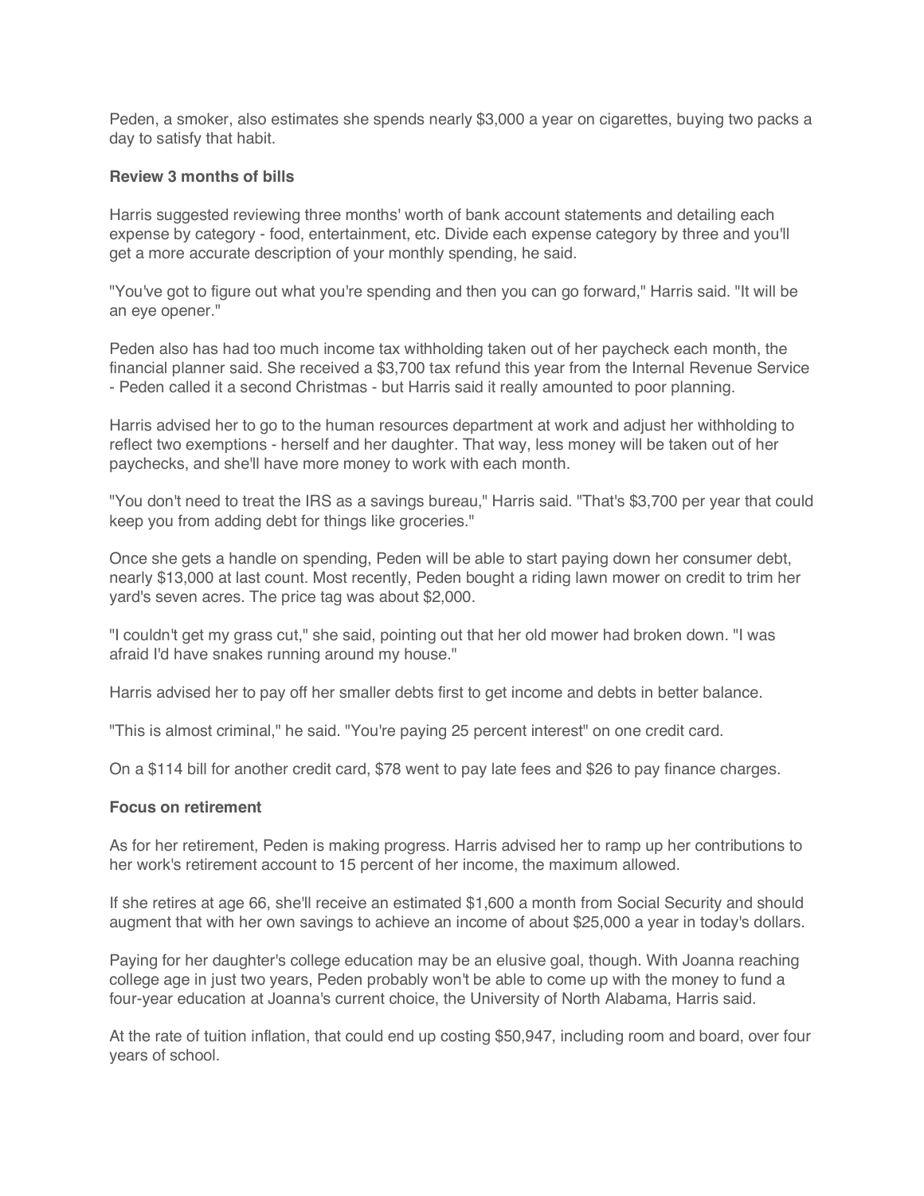Peden, a smoker, also estimates she spends nearly $3,000 a year on cigarettes, buying two packs a day to satisfy that habit.

**Review 3 months of bills**

Harris suggested reviewing three months' worth of bank account statements and detailing each expense by category - food, entertainment, etc. Divide each expense category by three and you'll get a more accurate description of your monthly spending, he said.

"You've got to figure out what you're spending and then you can go forward," Harris said. "It will be an eye opener."

Peden also has had too much income tax withholding taken out of her paycheck each month, the financial planner said. She received a $3,700 tax refund this year from the Internal Revenue Service - Peden called it a second Christmas - but Harris said it really amounted to poor planning.

Harris advised her to go to the human resources department at work and adjust her withholding to reflect two exemptions - herself and her daughter. That way, less money will be taken out of her paychecks, and she'll have more money to work with each month.

"You don't need to treat the IRS as a savings bureau," Harris said. "That's $3,700 per year that could keep you from adding debt for things like groceries."

Once she gets a handle on spending, Peden will be able to start paying down her consumer debt, nearly $13,000 at last count. Most recently, Peden bought a riding lawn mower on credit to trim her yard's seven acres. The price tag was about $2,000.

"I couldn't get my grass cut," she said, pointing out that her old mower had broken down. "I was afraid I'd have snakes running around my house."

Harris advised her to pay off her smaller debts first to get income and debts in better balance.

"This is almost criminal," he said. "You're paying 25 percent interest" on one credit card.

On a $114 bill for another credit card, $78 went to pay late fees and $26 to pay finance charges.

**Focus on retirement**

As for her retirement, Peden is making progress. Harris advised her to ramp up her contributions to her work's retirement account to 15 percent of her income, the maximum allowed.

If she retires at age 66, she'll receive an estimated $1,600 a month from Social Security and should augment that with her own savings to achieve an income of about $25,000 a year in today's dollars.

Paying for her daughter's college education may be an elusive goal, though. With Joanna reaching college age in just two years, Peden probably won't be able to come up with the money to fund a four-year education at Joanna's current choice, the University of North Alabama, Harris said.

At the rate of tuition inflation, that could end up costing $50,947, including room and board, over four years of school.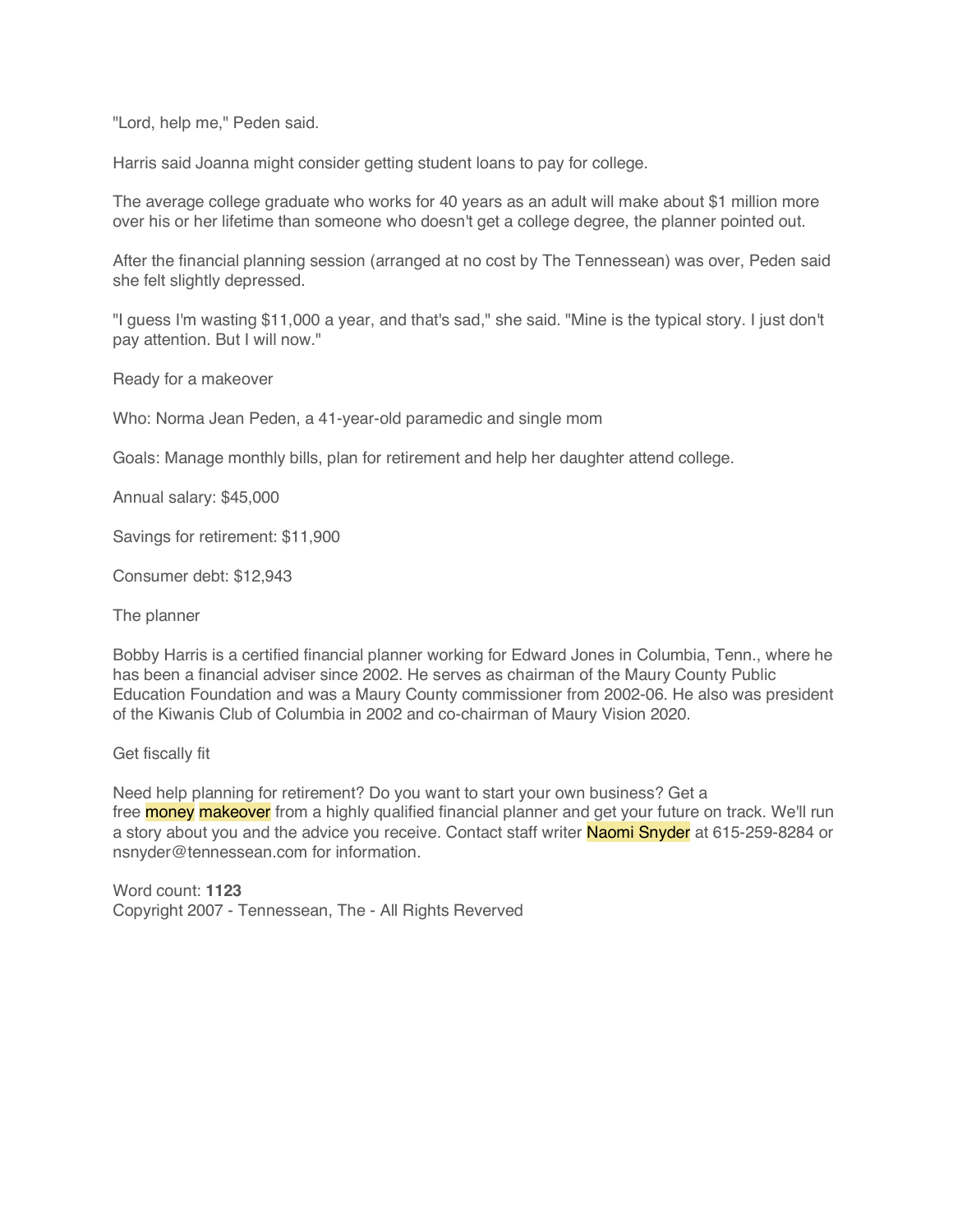"Lord, help me," Peden said.

Harris said Joanna might consider getting student loans to pay for college.

The average college graduate who works for 40 years as an adult will make about $1 million more over his or her lifetime than someone who doesn't get a college degree, the planner pointed out.

After the financial planning session (arranged at no cost by The Tennessean) was over, Peden said she felt slightly depressed.

"I guess I'm wasting $11,000 a year, and that's sad," she said. "Mine is the typical story. I just don't pay attention. But I will now."

Ready for a makeover

Who: Norma Jean Peden, a 41-year-old paramedic and single mom

Goals: Manage monthly bills, plan for retirement and help her daughter attend college.

Annual salary: $45,000

Savings for retirement: $11,900

Consumer debt: $12,943

The planner

Bobby Harris is a certified financial planner working for Edward Jones in Columbia, Tenn., where he has been a financial adviser since 2002. He serves as chairman of the Maury County Public Education Foundation and was a Maury County commissioner from 2002-06. He also was president of the Kiwanis Club of Columbia in 2002 and co-chairman of Maury Vision 2020.

Get fiscally fit

Need help planning for retirement? Do you want to start your own business? Get a free money makeover from a highly qualified financial planner and get your future on track. We'll run a story about you and the advice you receive. Contact staff writer Naomi Snyder at 615-259-8284 or nsnyder@tennessean.com for information.

Word count: **1123**
Copyright 2007 - Tennessean, The - All Rights Reverved